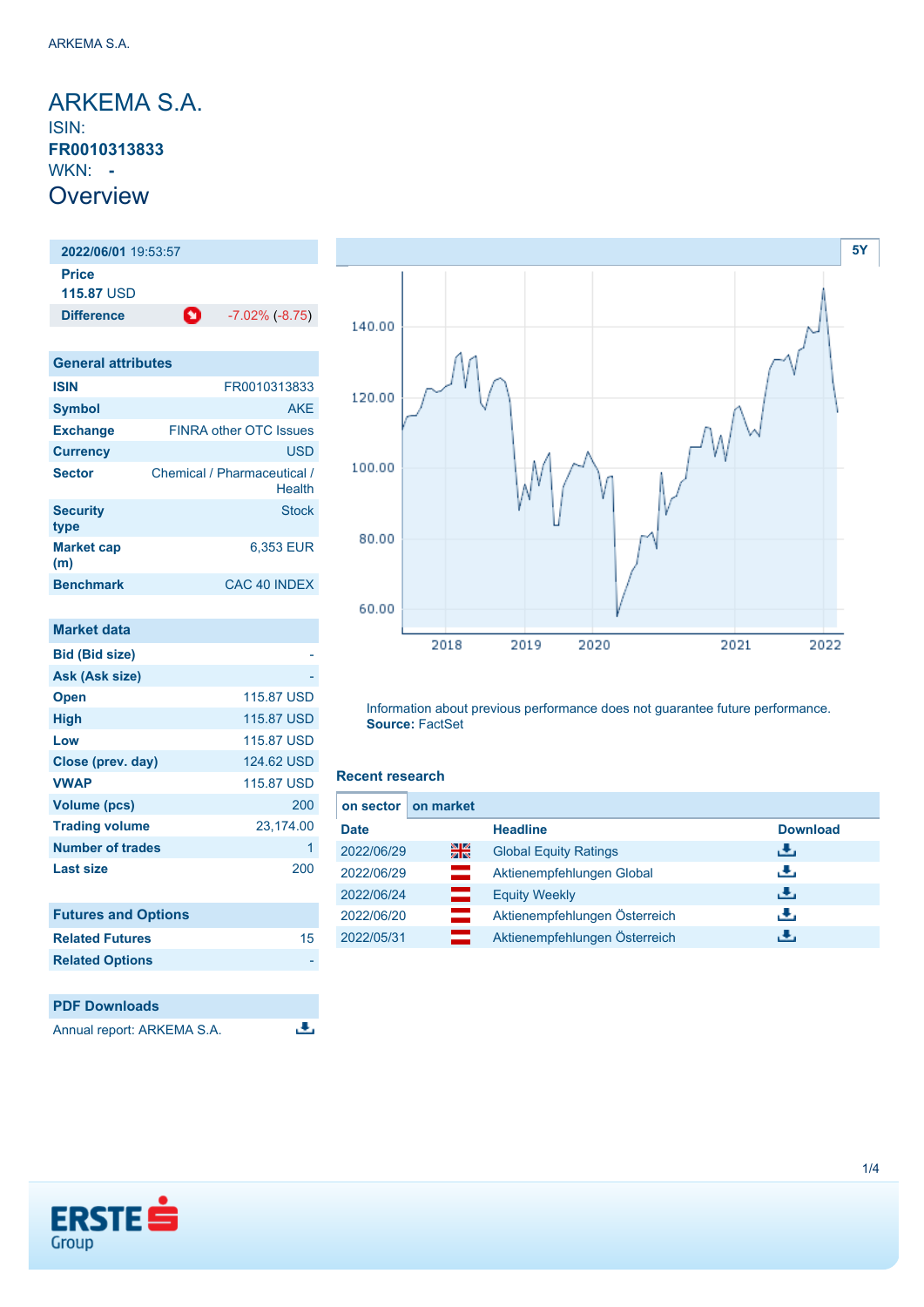# ARKEMA S.A.

ISIN:
**FR0010313833**
WKN: **-**

## Overview

| **2022/06/01** 19:53:57 | |
|---|---|
| **Price** | |
| **115.87** USD | |
| **Difference** | -7.02% (-8.75) |

| General attributes | |
|---|---|
| **ISIN** | FR0010313833 |
| **Symbol** | AKE |
| **Exchange** | FINRA other OTC Issues |
| **Currency** | USD |
| **Sector** | Chemical / Pharmaceutical / Health |
| **Security type** | Stock |
| **Market cap (m)** | 6,353 EUR |
| **Benchmark** | CAC 40 INDEX |

| Market data | |
|---|---|
| **Bid (Bid size)** | - |
| **Ask (Ask size)** | - |
| **Open** | 115.87 USD |
| **High** | 115.87 USD |
| **Low** | 115.87 USD |
| **Close (prev. day)** | 124.62 USD |
| **VWAP** | 115.87 USD |
| **Volume (pcs)** | 200 |
| **Trading volume** | 23,174.00 |
| **Number of trades** | 1 |
| **Last size** | 200 |

| Futures and Options | |
|---|---|
| **Related Futures** | 15 |
| **Related Options** | - |

| PDF Downloads |
|---|
| Annual report: ARKEMA S.A. |

5Y

Information about previous performance does not guarantee future performance.
**Source:** FactSet

### Recent research

on sector | on market

| Date | | Headline | Download |
|---|---|---|---|
| 2022/06/29 | | Global Equity Ratings | |
| 2022/06/29 | | Aktienempfehlungen Global | |
| 2022/06/24 | | Equity Weekly | |
| 2022/06/20 | | Aktienempfehlungen Österreich | |
| 2022/05/31 | | Aktienempfehlungen Österreich | |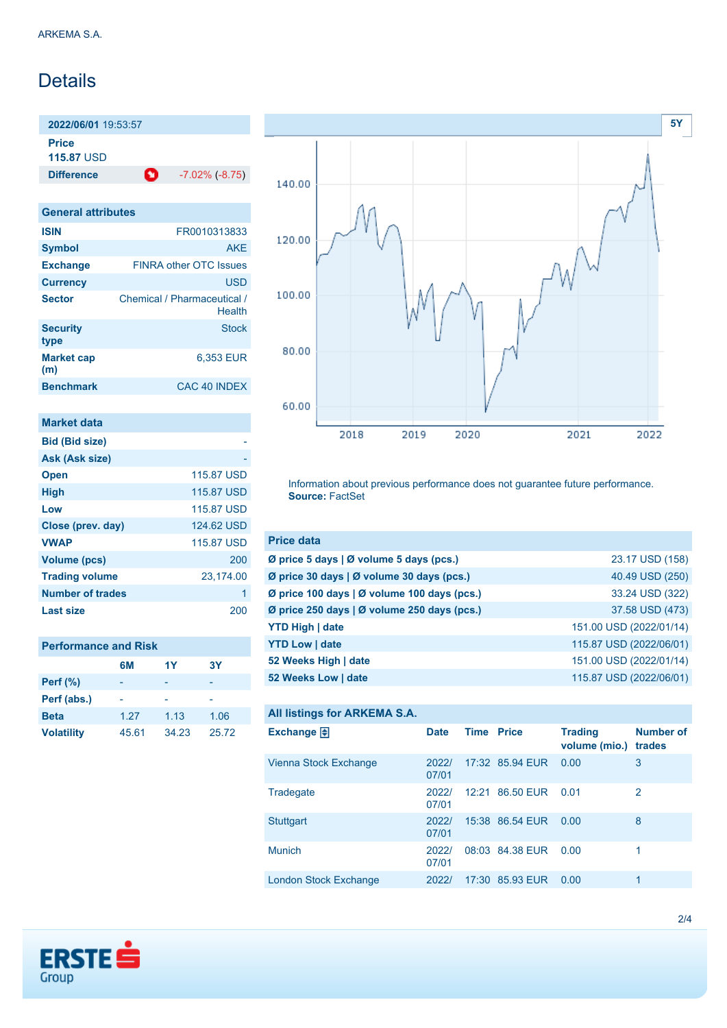ARKEMA S.A.

# Details

**2022/06/01** 19:53:57

**Price**
**115.87** USD

| **Difference** | -7.02% (-8.75) |
|---|---|

| General attributes | |
|---|---|
| **ISIN** | FR0010313833 |
| **Symbol** | AKE |
| **Exchange** | FINRA other OTC Issues |
| **Currency** | USD |
| **Sector** | Chemical / Pharmaceutical / Health |
| **Security type** | Stock |
| **Market cap (m)** | 6,353 EUR |
| **Benchmark** | CAC 40 INDEX |

| Market data | |
|---|---|
| **Bid (Bid size)** | - |
| **Ask (Ask size)** | - |
| **Open** | 115.87 USD |
| **High** | 115.87 USD |
| **Low** | 115.87 USD |
| **Close (prev. day)** | 124.62 USD |
| **VWAP** | 115.87 USD |
| **Volume (pcs)** | 200 |
| **Trading volume** | 23,174.00 |
| **Number of trades** | 1 |
| **Last size** | 200 |

| Performance and Risk | 6M | 1Y | 3Y |
|---|---|---|---|
| **Perf (%)** | - | - | - |
| **Perf (abs.)** | - | - | - |
| **Beta** | 1.27 | 1.13 | 1.06 |
| **Volatility** | 45.61 | 34.23 | 25.72 |

Information about previous performance does not guarantee future performance.
**Source:** FactSet

| Price data | |
|---|---|
| **Ø price 5 days \| Ø volume 5 days (pcs.)** | 23.17 USD (158) |
| **Ø price 30 days \| Ø volume 30 days (pcs.)** | 40.49 USD (250) |
| **Ø price 100 days \| Ø volume 100 days (pcs.)** | 33.24 USD (322) |
| **Ø price 250 days \| Ø volume 250 days (pcs.)** | 37.58 USD (473) |
| **YTD High \| date** | 151.00 USD (2022/01/14) |
| **YTD Low \| date** | 115.87 USD (2022/06/01) |
| **52 Weeks High \| date** | 151.00 USD (2022/01/14) |
| **52 Weeks Low \| date** | 115.87 USD (2022/06/01) |

**All listings for ARKEMA S.A.**

| Exchange | Date | Time | Price | Trading volume (mio.) | Number of trades |
|---|---|---|---|---|---|
| Vienna Stock Exchange | 2022/07/01 | 17:32 | 85.94 EUR | 0.00 | 3 |
| Tradegate | 2022/07/01 | 12:21 | 86.50 EUR | 0.01 | 2 |
| Stuttgart | 2022/07/01 | 15:38 | 86.54 EUR | 0.00 | 8 |
| Munich | 2022/07/01 | 08:03 | 84.38 EUR | 0.00 | 1 |
| London Stock Exchange | 2022/ | 17:30 | 85.93 EUR | 0.00 | 1 |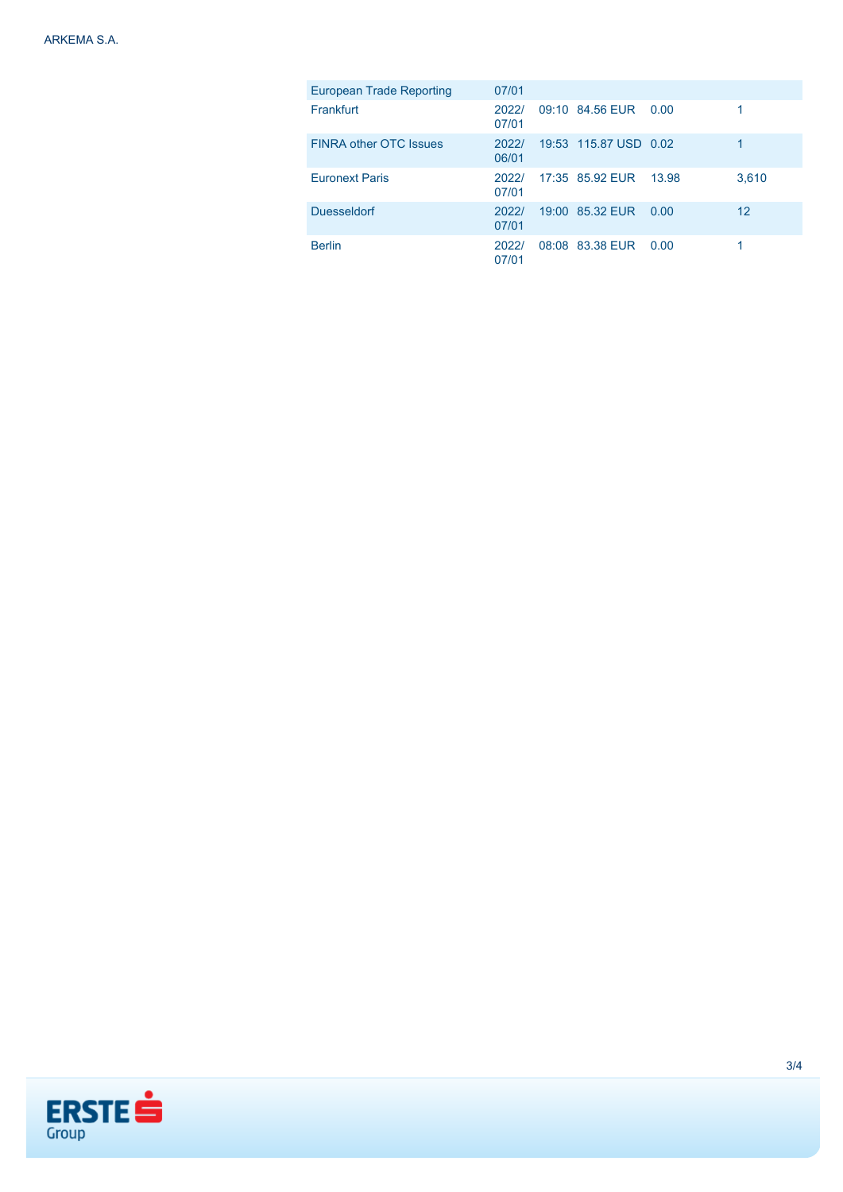| | | | | | |
|---|---|---|---|---|---|
| European Trade Reporting | 07/01 | | | | |
| Frankfurt | 2022/07/01 | 09:10 | 84.56 EUR | 0.00 | 1 |
| FINRA other OTC Issues | 2022/06/01 | 19:53 | 115.87 USD | 0.02 | 1 |
| Euronext Paris | 2022/07/01 | 17:35 | 85.92 EUR | 13.98 | 3,610 |
| Duesseldorf | 2022/07/01 | 19:00 | 85.32 EUR | 0.00 | 12 |
| Berlin | 2022/07/01 | 08:08 | 83.38 EUR | 0.00 | 1 |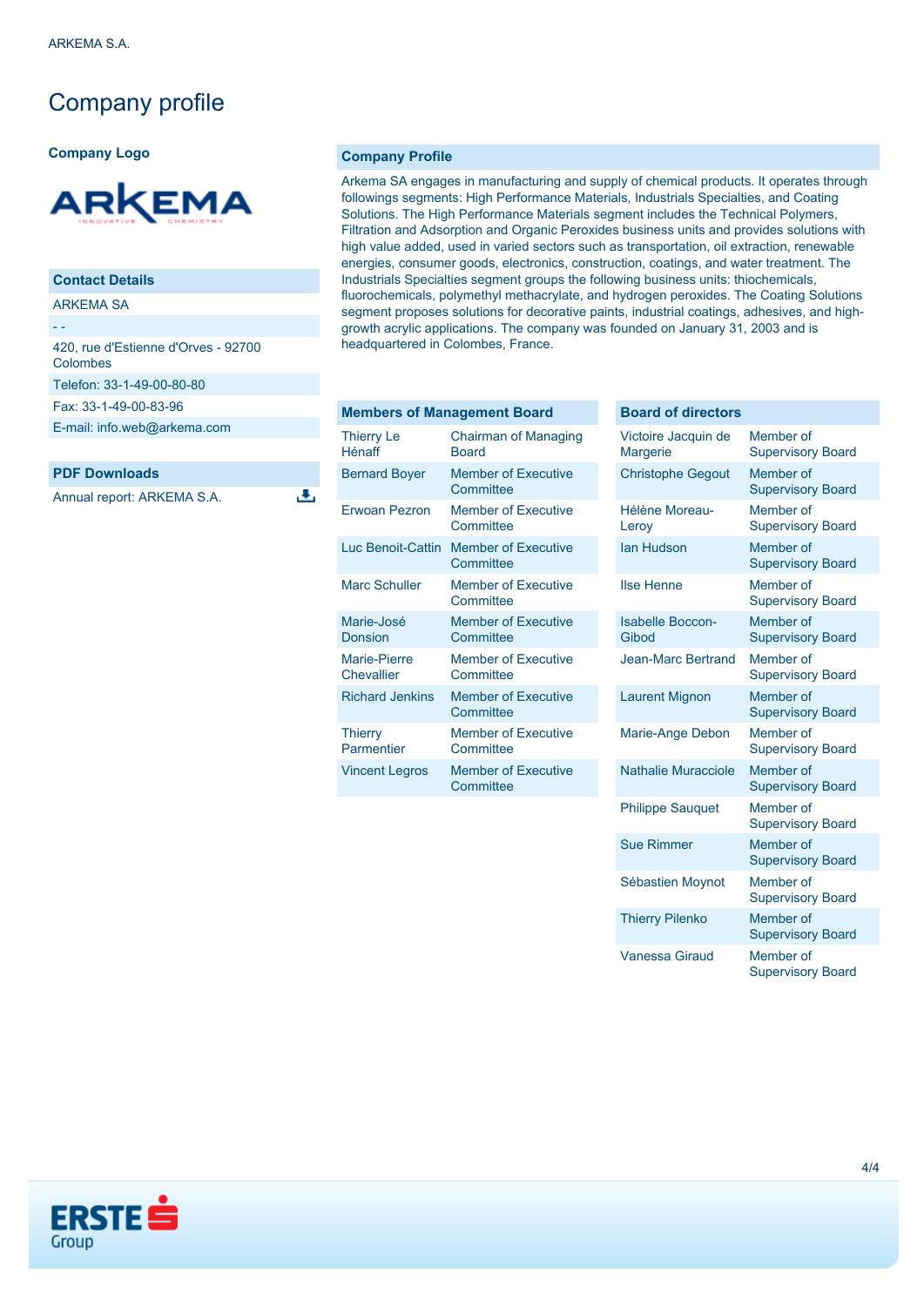# Company profile

### Company Logo

### Contact Details

ARKEMA SA

- -

420, rue d'Estienne d'Orves - 92700 Colombes

Telefon: 33-1-49-00-80-80

Fax: 33-1-49-00-83-96

E-mail: info.web@arkema.com

### PDF Downloads

Annual report: ARKEMA S.A.

### Company Profile

Arkema SA engages in manufacturing and supply of chemical products. It operates through followings segments: High Performance Materials, Industrials Specialties, and Coating Solutions. The High Performance Materials segment includes the Technical Polymers, Filtration and Adsorption and Organic Peroxides business units and provides solutions with high value added, used in varied sectors such as transportation, oil extraction, renewable energies, consumer goods, electronics, construction, coatings, and water treatment. The Industrials Specialties segment groups the following business units: thiochemicals, fluorochemicals, polymethyl methacrylate, and hydrogen peroxides. The Coating Solutions segment proposes solutions for decorative paints, industrial coatings, adhesives, and high-growth acrylic applications. The company was founded on January 31, 2003 and is headquartered in Colombes, France.

### Members of Management Board

| | |
|---|---|
| Thierry Le Hénaff | Chairman of Managing Board |
| Bernard Boyer | Member of Executive Committee |
| Erwoan Pezron | Member of Executive Committee |
| Luc Benoit-Cattin | Member of Executive Committee |
| Marc Schuller | Member of Executive Committee |
| Marie-José Donsion | Member of Executive Committee |
| Marie-Pierre Chevallier | Member of Executive Committee |
| Richard Jenkins | Member of Executive Committee |
| Thierry Parmentier | Member of Executive Committee |
| Vincent Legros | Member of Executive Committee |

### Board of directors

| | |
|---|---|
| Victoire Jacquin de Margerie | Member of Supervisory Board |
| Christophe Gegout | Member of Supervisory Board |
| Hélène Moreau-Leroy | Member of Supervisory Board |
| Ian Hudson | Member of Supervisory Board |
| Ilse Henne | Member of Supervisory Board |
| Isabelle Boccon-Gibod | Member of Supervisory Board |
| Jean-Marc Bertrand | Member of Supervisory Board |
| Laurent Mignon | Member of Supervisory Board |
| Marie-Ange Debon | Member of Supervisory Board |
| Nathalie Muracciole | Member of Supervisory Board |
| Philippe Sauquet | Member of Supervisory Board |
| Sue Rimmer | Member of Supervisory Board |
| Sébastien Moynot | Member of Supervisory Board |
| Thierry Pilenko | Member of Supervisory Board |
| Vanessa Giraud | Member of Supervisory Board |